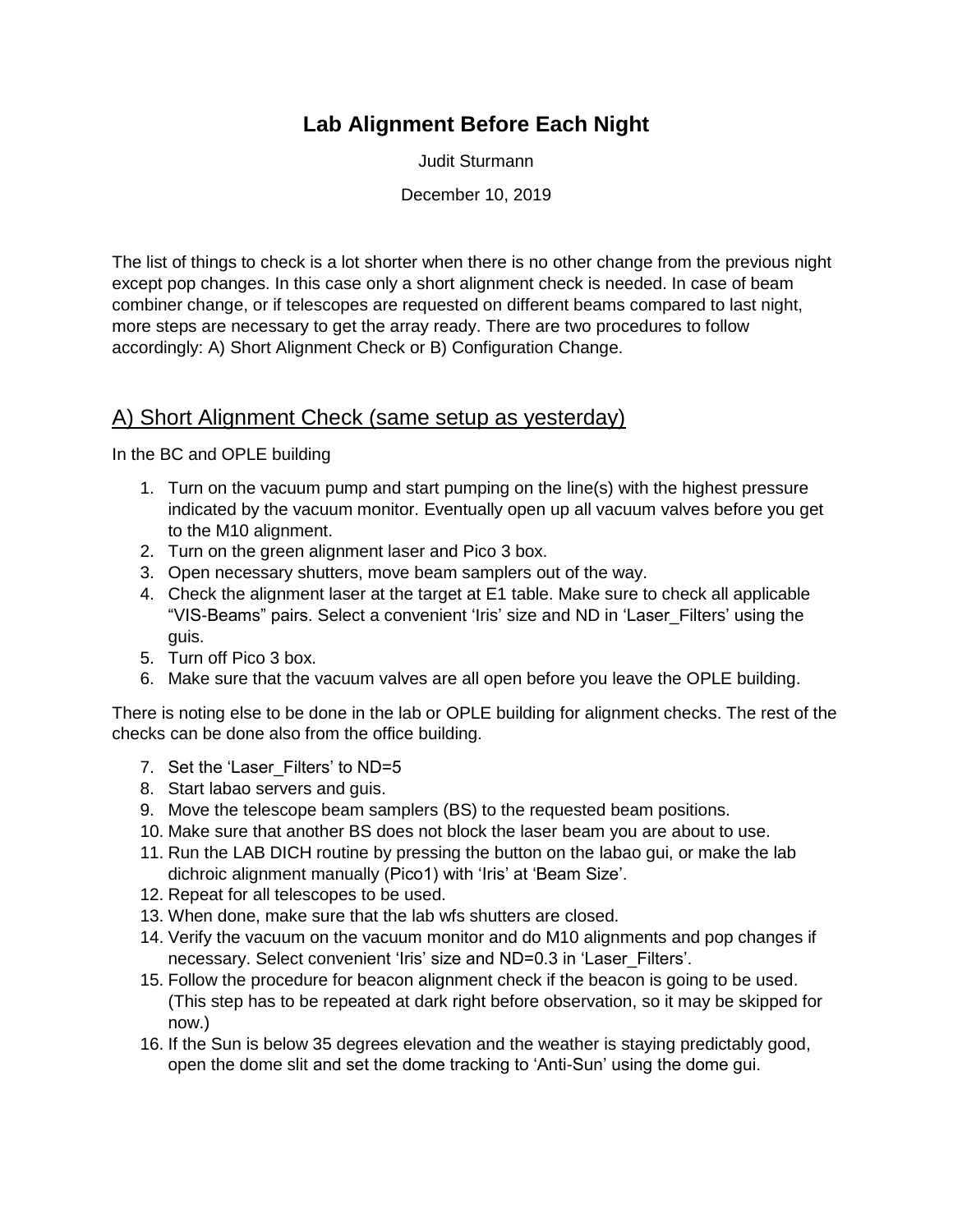# Lab Alignment Before Each Night

Judit Sturmann

December 10, 2019

The list of things to check is a lot shorter when there is no other change from the previous night except pop changes. In this case only a short alignment check is needed. In case of beam combiner change, or if telescopes are requested on different beams compared to last night, more steps are necessary to get the array ready. There are two procedures to follow accordingly: A) Short Alignment Check or B) Configuration Change.

## A) Short Alignment Check (same setup as yesterday)

In the BC and OPLE building

1. Turn on the vacuum pump and start pumping on the line(s) with the highest pressure indicated by the vacuum monitor. Eventually open up all vacuum valves before you get to the M10 alignment.
2. Turn on the green alignment laser and Pico 3 box.
3. Open necessary shutters, move beam samplers out of the way.
4. Check the alignment laser at the target at E1 table. Make sure to check all applicable "VIS-Beams" pairs. Select a convenient 'Iris' size and ND in 'Laser_Filters' using the guis.
5. Turn off Pico 3 box.
6. Make sure that the vacuum valves are all open before you leave the OPLE building.

There is noting else to be done in the lab or OPLE building for alignment checks. The rest of the checks can be done also from the office building.

7. Set the 'Laser_Filters' to ND=5
8. Start labao servers and guis.
9. Move the telescope beam samplers (BS) to the requested beam positions.
10. Make sure that another BS does not block the laser beam you are about to use.
11. Run the LAB DICH routine by pressing the button on the labao gui, or make the lab dichroic alignment manually (Pico1) with 'Iris' at 'Beam Size'.
12. Repeat for all telescopes to be used.
13. When done, make sure that the lab wfs shutters are closed.
14. Verify the vacuum on the vacuum monitor and do M10 alignments and pop changes if necessary. Select convenient 'Iris' size and ND=0.3 in 'Laser_Filters'.
15. Follow the procedure for beacon alignment check if the beacon is going to be used. (This step has to be repeated at dark right before observation, so it may be skipped for now.)
16. If the Sun is below 35 degrees elevation and the weather is staying predictably good, open the dome slit and set the dome tracking to 'Anti-Sun' using the dome gui.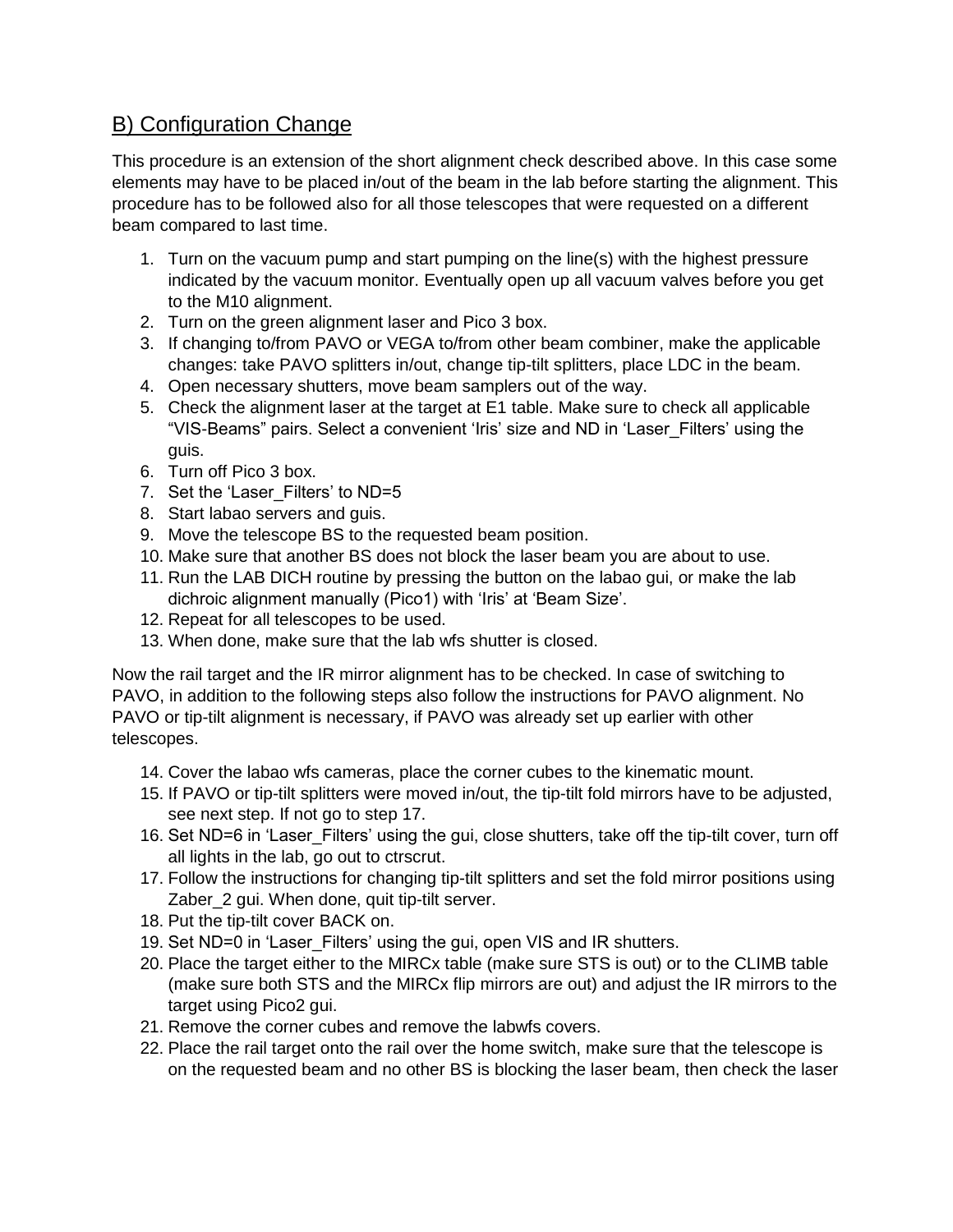## B) Configuration Change

This procedure is an extension of the short alignment check described above. In this case some elements may have to be placed in/out of the beam in the lab before starting the alignment. This procedure has to be followed also for all those telescopes that were requested on a different beam compared to last time.

1. Turn on the vacuum pump and start pumping on the line(s) with the highest pressure indicated by the vacuum monitor. Eventually open up all vacuum valves before you get to the M10 alignment.
2. Turn on the green alignment laser and Pico 3 box.
3. If changing to/from PAVO or VEGA to/from other beam combiner, make the applicable changes: take PAVO splitters in/out, change tip-tilt splitters, place LDC in the beam.
4. Open necessary shutters, move beam samplers out of the way.
5. Check the alignment laser at the target at E1 table. Make sure to check all applicable “VIS-Beams” pairs. Select a convenient ‘Iris’ size and ND in ‘Laser_Filters’ using the guis.
6. Turn off Pico 3 box.
7. Set the ‘Laser_Filters’ to ND=5
8. Start labao servers and guis.
9. Move the telescope BS to the requested beam position.
10. Make sure that another BS does not block the laser beam you are about to use.
11. Run the LAB DICH routine by pressing the button on the labao gui, or make the lab dichroic alignment manually (Pico1) with ‘Iris’ at ‘Beam Size’.
12. Repeat for all telescopes to be used.
13. When done, make sure that the lab wfs shutter is closed.

Now the rail target and the IR mirror alignment has to be checked. In case of switching to PAVO, in addition to the following steps also follow the instructions for PAVO alignment. No PAVO or tip-tilt alignment is necessary, if PAVO was already set up earlier with other telescopes.

14. Cover the labao wfs cameras, place the corner cubes to the kinematic mount.
15. If PAVO or tip-tilt splitters were moved in/out, the tip-tilt fold mirrors have to be adjusted, see next step. If not go to step 17.
16. Set ND=6 in ‘Laser_Filters’ using the gui, close shutters, take off the tip-tilt cover, turn off all lights in the lab, go out to ctrscrut.
17. Follow the instructions for changing tip-tilt splitters and set the fold mirror positions using Zaber_2 gui. When done, quit tip-tilt server.
18. Put the tip-tilt cover BACK on.
19. Set ND=0 in ‘Laser_Filters’ using the gui, open VIS and IR shutters.
20. Place the target either to the MIRCx table (make sure STS is out) or to the CLIMB table (make sure both STS and the MIRCx flip mirrors are out) and adjust the IR mirrors to the target using Pico2 gui.
21. Remove the corner cubes and remove the labwfs covers.
22. Place the rail target onto the rail over the home switch, make sure that the telescope is on the requested beam and no other BS is blocking the laser beam, then check the laser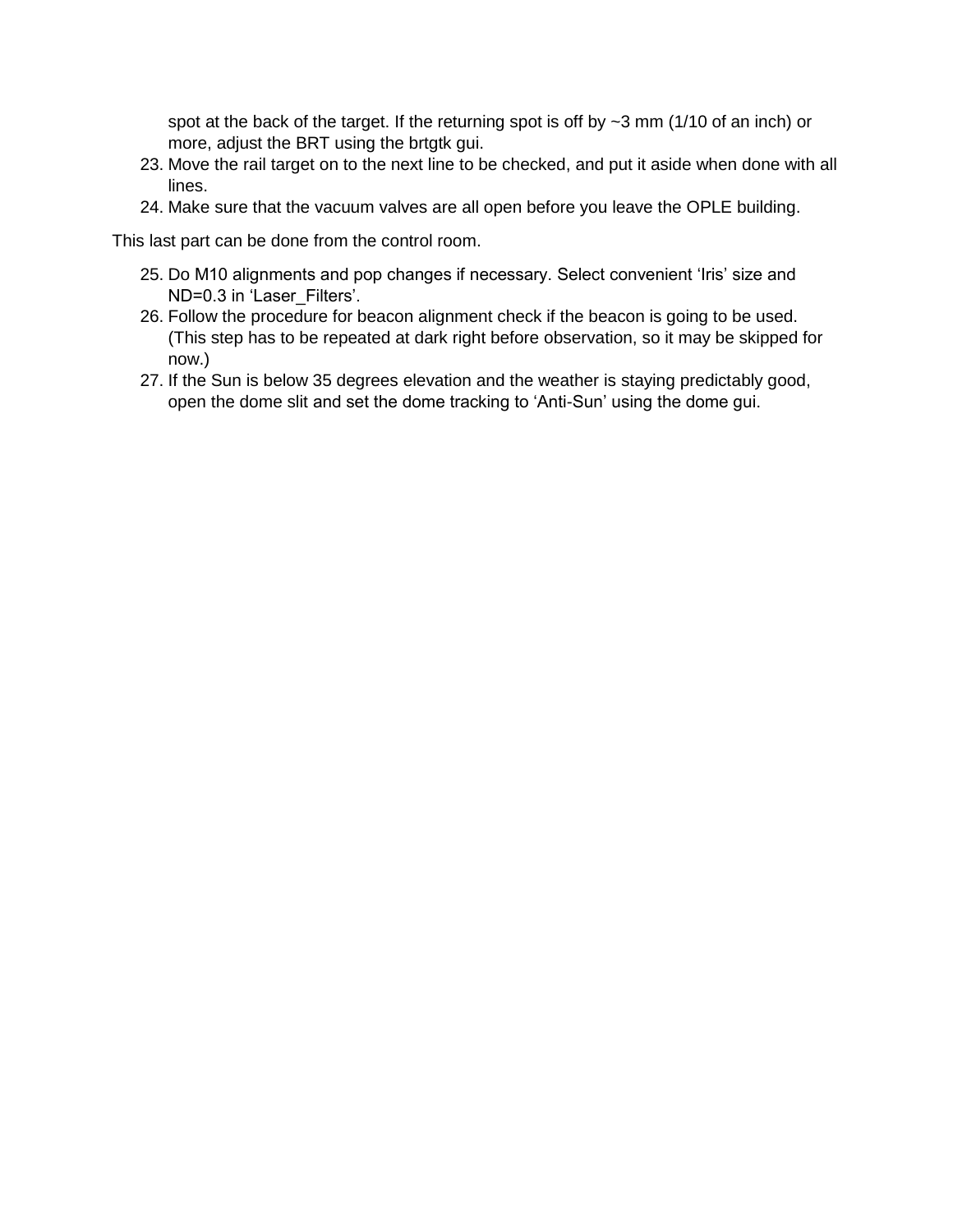spot at the back of the target. If the returning spot is off by ~3 mm (1/10 of an inch) or more, adjust the BRT using the brtgtk gui.

23. Move the rail target on to the next line to be checked, and put it aside when done with all lines.
24. Make sure that the vacuum valves are all open before you leave the OPLE building.

This last part can be done from the control room.

25. Do M10 alignments and pop changes if necessary. Select convenient ‘Iris’ size and ND=0.3 in ‘Laser_Filters’.
26. Follow the procedure for beacon alignment check if the beacon is going to be used. (This step has to be repeated at dark right before observation, so it may be skipped for now.)
27. If the Sun is below 35 degrees elevation and the weather is staying predictably good, open the dome slit and set the dome tracking to ‘Anti-Sun’ using the dome gui.